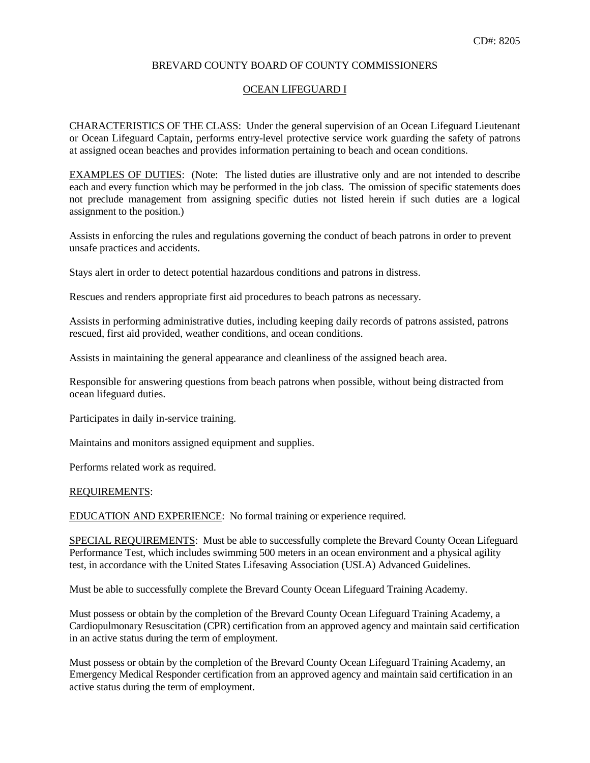CD#: 8205

BREVARD COUNTY BOARD OF COUNTY COMMISSIONERS

# OCEAN LIFEGUARD I

CHARACTERISTICS OF THE CLASS: Under the general supervision of an Ocean Lifeguard Lieutenant or Ocean Lifeguard Captain, performs entry-level protective service work guarding the safety of patrons at assigned ocean beaches and provides information pertaining to beach and ocean conditions.

EXAMPLES OF DUTIES: (Note: The listed duties are illustrative only and are not intended to describe each and every function which may be performed in the job class. The omission of specific statements does not preclude management from assigning specific duties not listed herein if such duties are a logical assignment to the position.)

Assists in enforcing the rules and regulations governing the conduct of beach patrons in order to prevent unsafe practices and accidents.

Stays alert in order to detect potential hazardous conditions and patrons in distress.

Rescues and renders appropriate first aid procedures to beach patrons as necessary.

Assists in performing administrative duties, including keeping daily records of patrons assisted, patrons rescued, first aid provided, weather conditions, and ocean conditions.

Assists in maintaining the general appearance and cleanliness of the assigned beach area.

Responsible for answering questions from beach patrons when possible, without being distracted from ocean lifeguard duties.

Participates in daily in-service training.

Maintains and monitors assigned equipment and supplies.

Performs related work as required.

REQUIREMENTS:

EDUCATION AND EXPERIENCE: No formal training or experience required.

SPECIAL REQUIREMENTS: Must be able to successfully complete the Brevard County Ocean Lifeguard Performance Test, which includes swimming 500 meters in an ocean environment and a physical agility test, in accordance with the United States Lifesaving Association (USLA) Advanced Guidelines.

Must be able to successfully complete the Brevard County Ocean Lifeguard Training Academy.

Must possess or obtain by the completion of the Brevard County Ocean Lifeguard Training Academy, a Cardiopulmonary Resuscitation (CPR) certification from an approved agency and maintain said certification in an active status during the term of employment.

Must possess or obtain by the completion of the Brevard County Ocean Lifeguard Training Academy, an Emergency Medical Responder certification from an approved agency and maintain said certification in an active status during the term of employment.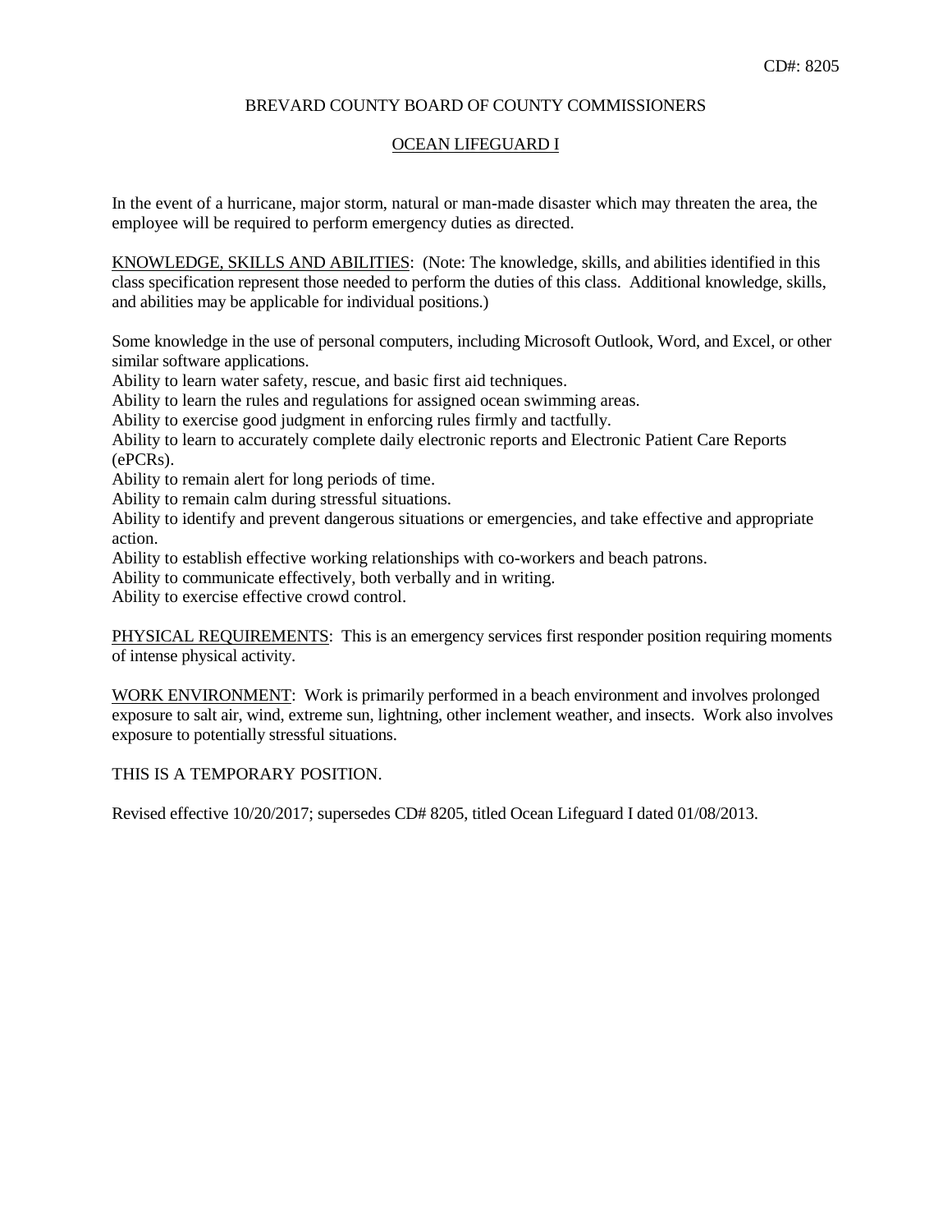CD#: 8205

BREVARD COUNTY BOARD OF COUNTY COMMISSIONERS

OCEAN LIFEGUARD I

In the event of a hurricane, major storm, natural or man-made disaster which may threaten the area, the employee will be required to perform emergency duties as directed.

KNOWLEDGE, SKILLS AND ABILITIES: (Note: The knowledge, skills, and abilities identified in this class specification represent those needed to perform the duties of this class. Additional knowledge, skills, and abilities may be applicable for individual positions.)

Some knowledge in the use of personal computers, including Microsoft Outlook, Word, and Excel, or other similar software applications.
Ability to learn water safety, rescue, and basic first aid techniques.
Ability to learn the rules and regulations for assigned ocean swimming areas.
Ability to exercise good judgment in enforcing rules firmly and tactfully.
Ability to learn to accurately complete daily electronic reports and Electronic Patient Care Reports (ePCRs).
Ability to remain alert for long periods of time.
Ability to remain calm during stressful situations.
Ability to identify and prevent dangerous situations or emergencies, and take effective and appropriate action.
Ability to establish effective working relationships with co-workers and beach patrons.
Ability to communicate effectively, both verbally and in writing.
Ability to exercise effective crowd control.

PHYSICAL REQUIREMENTS: This is an emergency services first responder position requiring moments of intense physical activity.

WORK ENVIRONMENT: Work is primarily performed in a beach environment and involves prolonged exposure to salt air, wind, extreme sun, lightning, other inclement weather, and insects. Work also involves exposure to potentially stressful situations.

THIS IS A TEMPORARY POSITION.

Revised effective 10/20/2017; supersedes CD# 8205, titled Ocean Lifeguard I dated 01/08/2013.